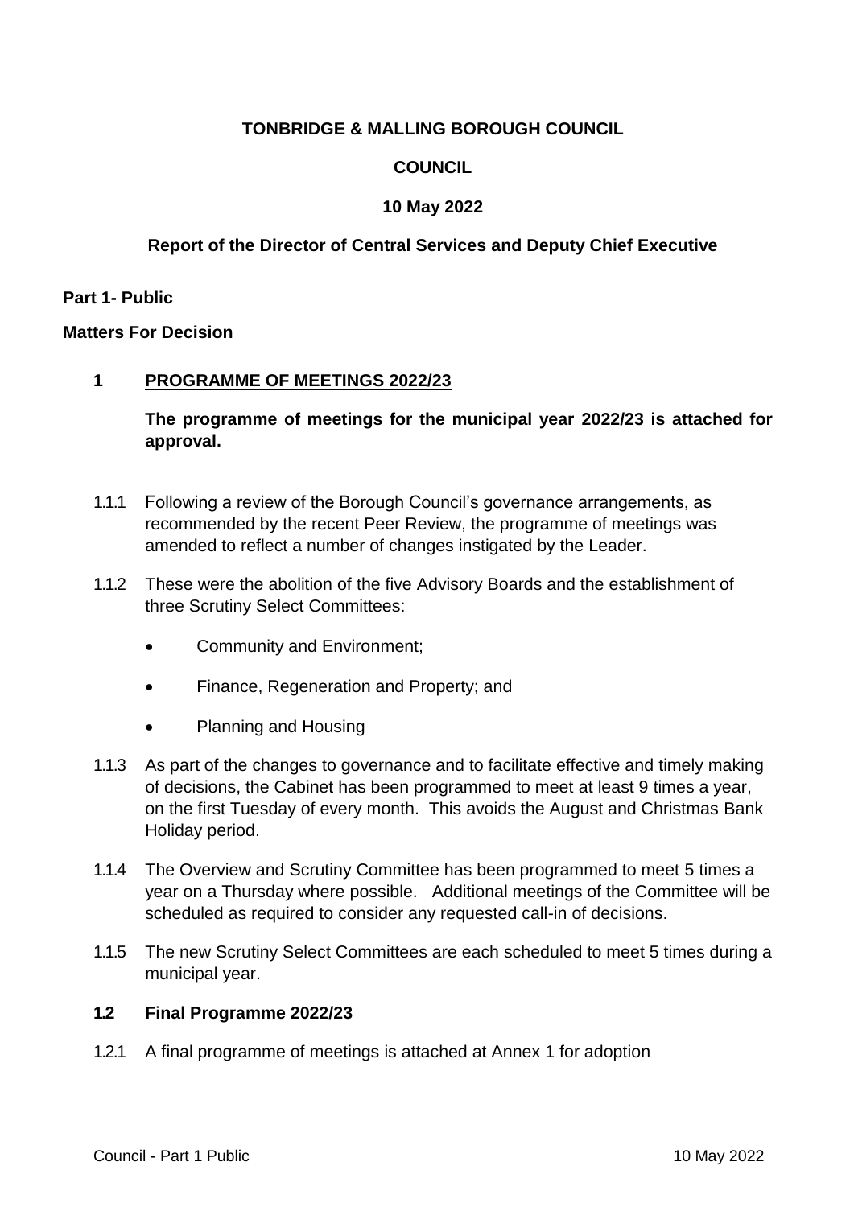**TONBRIDGE & MALLING BOROUGH COUNCIL**

**COUNCIL**

**10 May 2022**

**Report of the Director of Central Services and Deputy Chief Executive**

**Part 1- Public**

**Matters For Decision**

## 1 PROGRAMME OF MEETINGS 2022/23

**The programme of meetings for the municipal year 2022/23 is attached for approval.**

1.1.1 Following a review of the Borough Council's governance arrangements, as recommended by the recent Peer Review, the programme of meetings was amended to reflect a number of changes instigated by the Leader.

1.1.2 These were the abolition of the five Advisory Boards and the establishment of three Scrutiny Select Committees:

- Community and Environment;
- Finance, Regeneration and Property; and
- Planning and Housing

1.1.3 As part of the changes to governance and to facilitate effective and timely making of decisions, the Cabinet has been programmed to meet at least 9 times a year, on the first Tuesday of every month. This avoids the August and Christmas Bank Holiday period.

1.1.4 The Overview and Scrutiny Committee has been programmed to meet 5 times a year on a Thursday where possible. Additional meetings of the Committee will be scheduled as required to consider any requested call-in of decisions.

1.1.5 The new Scrutiny Select Committees are each scheduled to meet 5 times during a municipal year.

### 1.2 Final Programme 2022/23

1.2.1 A final programme of meetings is attached at Annex 1 for adoption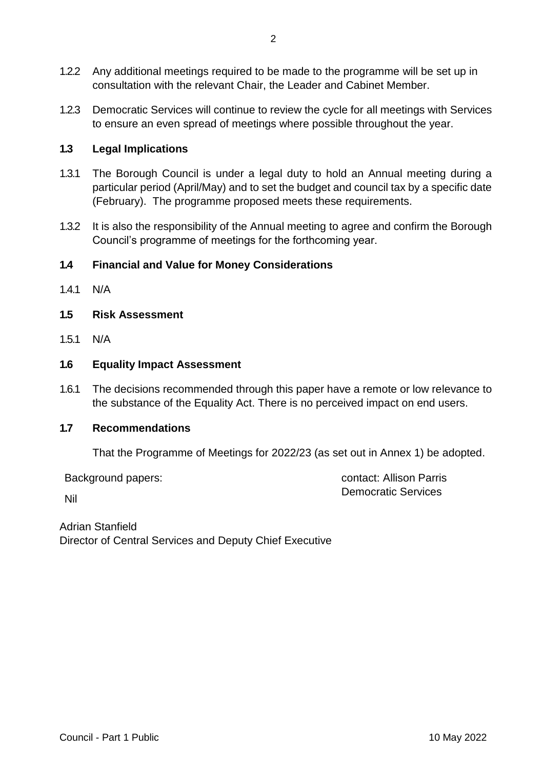1.2.2 Any additional meetings required to be made to the programme will be set up in consultation with the relevant Chair, the Leader and Cabinet Member.

1.2.3 Democratic Services will continue to review the cycle for all meetings with Services to ensure an even spread of meetings where possible throughout the year.

### 1.3 Legal Implications

1.3.1 The Borough Council is under a legal duty to hold an Annual meeting during a particular period (April/May) and to set the budget and council tax by a specific date (February). The programme proposed meets these requirements.

1.3.2 It is also the responsibility of the Annual meeting to agree and confirm the Borough Council's programme of meetings for the forthcoming year.

### 1.4 Financial and Value for Money Considerations

1.4.1 N/A

### 1.5 Risk Assessment

1.5.1 N/A

### 1.6 Equality Impact Assessment

1.6.1 The decisions recommended through this paper have a remote or low relevance to the substance of the Equality Act. There is no perceived impact on end users.

### 1.7 Recommendations

That the Programme of Meetings for 2022/23 (as set out in Annex 1) be adopted.

Background papers:

Nil

contact: Allison Parris
Democratic Services

Adrian Stanfield
Director of Central Services and Deputy Chief Executive